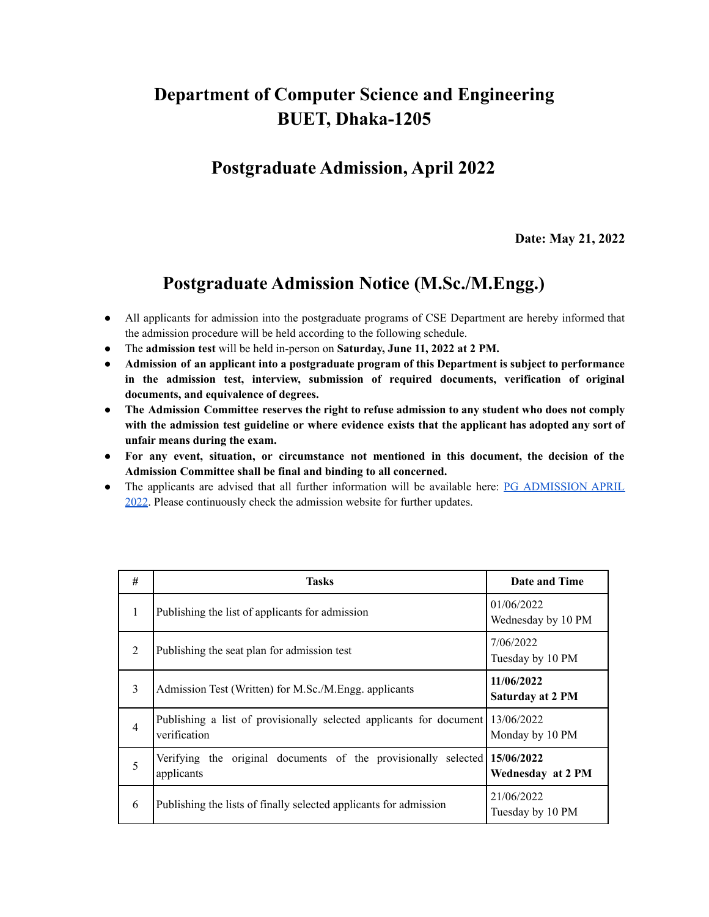# Department of Computer Science and Engineering
# BUET, Dhaka-1205

## Postgraduate Admission, April 2022

**Date: May 21, 2022**

## Postgraduate Admission Notice (M.Sc./M.Engg.)

- All applicants for admission into the postgraduate programs of CSE Department are hereby informed that the admission procedure will be held according to the following schedule.
- The **admission test** will be held in-person on **Saturday, June 11, 2022 at 2 PM.**
- **Admission of an applicant into a postgraduate program of this Department is subject to performance in the admission test, interview, submission of required documents, verification of original documents, and equivalence of degrees.**
- **The Admission Committee reserves the right to refuse admission to any student who does not comply with the admission test guideline or where evidence exists that the applicant has adopted any sort of unfair means during the exam.**
- **For any event, situation, or circumstance not mentioned in this document, the decision of the Admission Committee shall be final and binding to all concerned.**
- The applicants are advised that all further information will be available here: [PG ADMISSION APRIL 2022](). Please continuously check the admission website for further updates.

| # | Tasks | Date and Time |
|---|---|---|
| 1 | Publishing the list of applicants for admission | 01/06/2022 Wednesday by 10 PM |
| 2 | Publishing the seat plan for admission test | 7/06/2022 Tuesday by 10 PM |
| 3 | Admission Test (Written) for M.Sc./M.Engg. applicants | **11/06/2022 Saturday at 2 PM** |
| 4 | Publishing a list of provisionally selected applicants for document verification | 13/06/2022 Monday by 10 PM |
| 5 | Verifying the original documents of the provisionally selected applicants | **15/06/2022 Wednesday at 2 PM** |
| 6 | Publishing the lists of finally selected applicants for admission | 21/06/2022 Tuesday by 10 PM |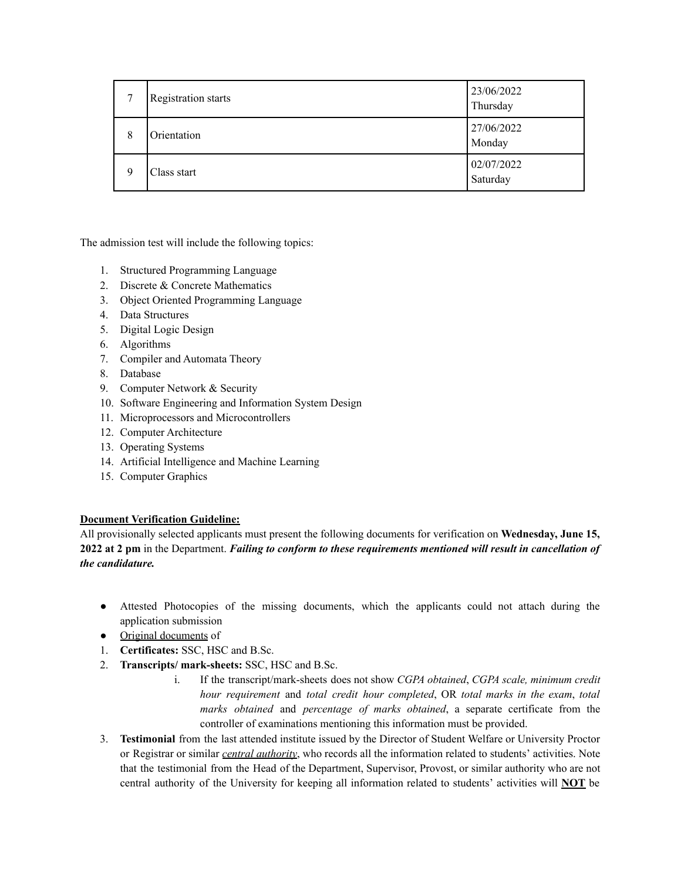| 7 | Registration starts | 23/06/2022 Thursday |
|---|---|---|
| 8 | Orientation | 27/06/2022 Monday |
| 9 | Class start | 02/07/2022 Saturday |

The admission test will include the following topics:

1. Structured Programming Language
2. Discrete & Concrete Mathematics
3. Object Oriented Programming Language
4. Data Structures
5. Digital Logic Design
6. Algorithms
7. Compiler and Automata Theory
8. Database
9. Computer Network & Security
10. Software Engineering and Information System Design
11. Microprocessors and Microcontrollers
12. Computer Architecture
13. Operating Systems
14. Artificial Intelligence and Machine Learning
15. Computer Graphics

**Document Verification Guideline:**

All provisionally selected applicants must present the following documents for verification on **Wednesday, June 15, 2022 at 2 pm** in the Department. ***Failing to conform to these requirements mentioned will result in cancellation of the candidature.***

- Attested Photocopies of the missing documents, which the applicants could not attach during the application submission
- Original documents of

1. **Certificates:** SSC, HSC and B.Sc.
2. **Transcripts/ mark-sheets:** SSC, HSC and B.Sc.
   i. If the transcript/mark-sheets does not show *CGPA obtained*, *CGPA scale, minimum credit hour requirement* and *total credit hour completed*, OR *total marks in the exam*, *total marks obtained* and *percentage of marks obtained*, a separate certificate from the controller of examinations mentioning this information must be provided.
3. **Testimonial** from the last attended institute issued by the Director of Student Welfare or University Proctor or Registrar or similar ***central authority***, who records all the information related to students' activities. Note that the testimonial from the Head of the Department, Supervisor, Provost, or similar authority who are not central authority of the University for keeping all information related to students' activities will **NOT** be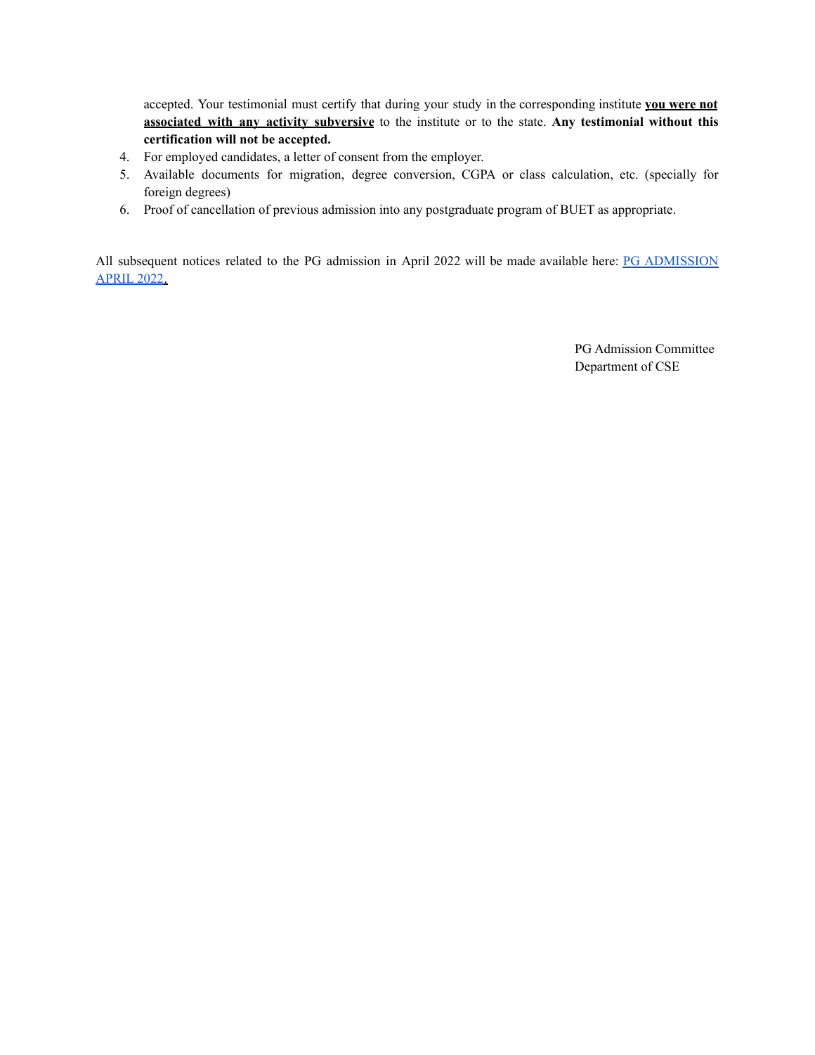accepted. Your testimonial must certify that during your study in the corresponding institute **you were not associated with any activity subversive** to the institute or to the state. **Any testimonial without this certification will not be accepted.**

4. For employed candidates, a letter of consent from the employer.
5. Available documents for migration, degree conversion, CGPA or class calculation, etc. (specially for foreign degrees)
6. Proof of cancellation of previous admission into any postgraduate program of BUET as appropriate.

All subsequent notices related to the PG admission in April 2022 will be made available here: PG ADMISSION APRIL 2022.

PG Admission Committee
Department of CSE